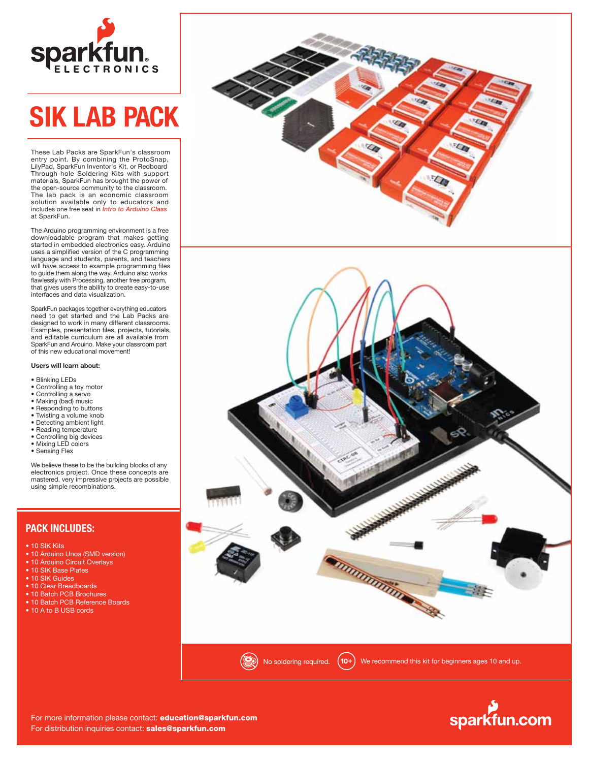# SIK LAB PACK

These Lab Packs are SparkFun's classroom entry point. By combining the ProtoSnap, LilyPad, SparkFun Inventor's Kit, or Redboard Through-hole Soldering Kits with support materials, SparkFun has brought the power of the open-source community to the classroom. The lab pack is an economic classroom solution available only to educators and includes one free seat in *Intro to Arduino Class* at SparkFun.

The Arduino programming environment is a free downloadable program that makes getting started in embedded electronics easy. Arduino uses a simplified version of the C programming language and students, parents, and teachers will have access to example programming files to guide them along the way. Arduino also works flawlessly with Processing, another free program, that gives users the ability to create easy-to-use interfaces and data visualization.

SparkFun packages together everything educators need to get started and the Lab Packs are designed to work in many different classrooms. Examples, presentation files, projects, tutorials, and editable curriculum are all available from SparkFun and Arduino. Make your classroom part of this new educational movement!

**Users will learn about:**

- Blinking LEDs
- Controlling a toy motor
- Controlling a servo
- Making (bad) music
- Responding to buttons
- Twisting a volume knob
- Detecting ambient light
- Reading temperature
- Controlling big devices
- Mixing LED colors
- Sensing Flex

We believe these to be the building blocks of any electronics project. Once these concepts are mastered, very impressive projects are possible using simple recombinations.

## PACK INCLUDES:

- 10 SIK Kits
- 10 Arduino Unos (SMD version)
- 10 Arduino Circuit Overlays
- 10 SIK Base Plates
- 10 SIK Guides
- 10 Clear Breadboards
- 10 Batch PCB Brochures
- 10 Batch PCB Reference Boards
- 10 A to B USB cords

No soldering required. We recommend this kit for beginners ages 10 and up.

For more information please contact: **education@sparkfun.com**
For distribution inquiries contact: **sales@sparkfun.com**

sparkfun.com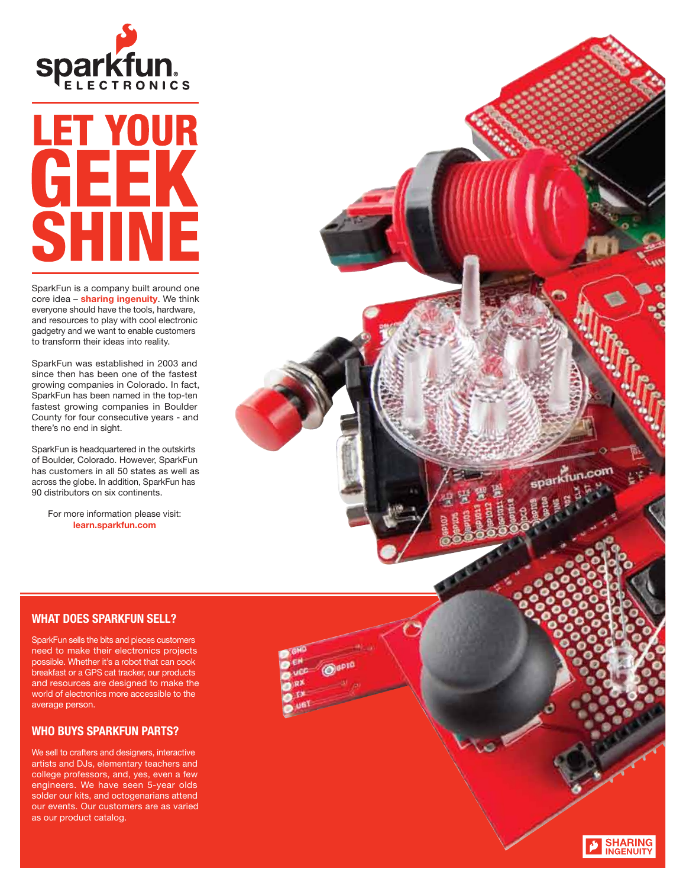sparkfun ELECTRONICS

# LET YOUR GEEK SHINE

SparkFun is a company built around one core idea – **sharing ingenuity**. We think everyone should have the tools, hardware, and resources to play with cool electronic gadgetry and we want to enable customers to transform their ideas into reality.

SparkFun was established in 2003 and since then has been one of the fastest growing companies in Colorado. In fact, SparkFun has been named in the top-ten fastest growing companies in Boulder County for four consecutive years - and there's no end in sight.

SparkFun is headquartered in the outskirts of Boulder, Colorado. However, SparkFun has customers in all 50 states as well as across the globe. In addition, SparkFun has 90 distributors on six continents.

For more information please visit:
**learn.sparkfun.com**

## WHAT DOES SPARKFUN SELL?

SparkFun sells the bits and pieces customers need to make their electronics projects possible. Whether it's a robot that can cook breakfast or a GPS cat tracker, our products and resources are designed to make the world of electronics more accessible to the average person.

## WHO BUYS SPARKFUN PARTS?

We sell to crafters and designers, interactive artists and DJs, elementary teachers and college professors, and, yes, even a few engineers. We have seen 5-year olds solder our kits, and octogenarians attend our events. Our customers are as varied as our product catalog.

SHARING INGENUITY